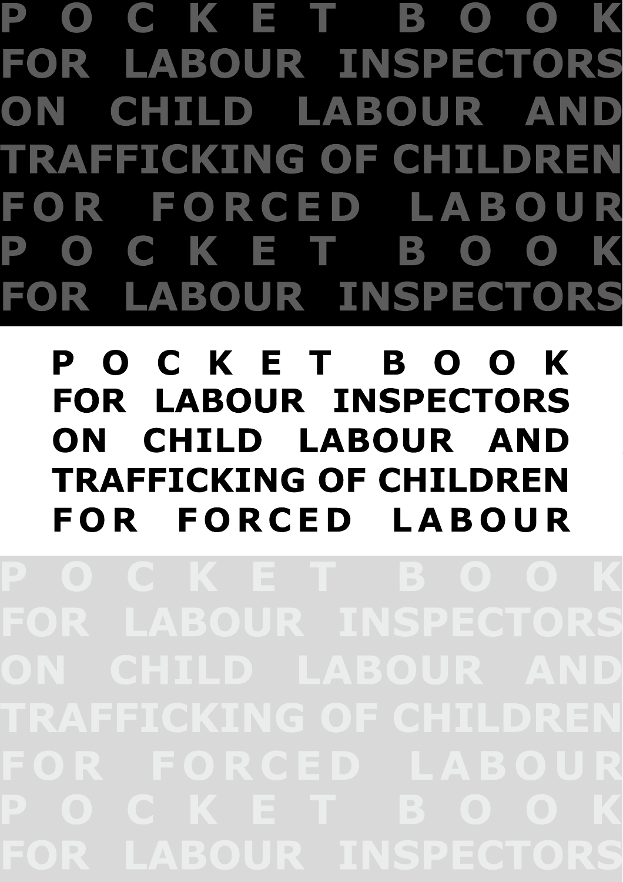# POCKET BOOK FOR LABOUR INSPECTORS ON CHILD LABOUR AND TRAFFICKING OF CHILDREN FOR FORCED LABOUR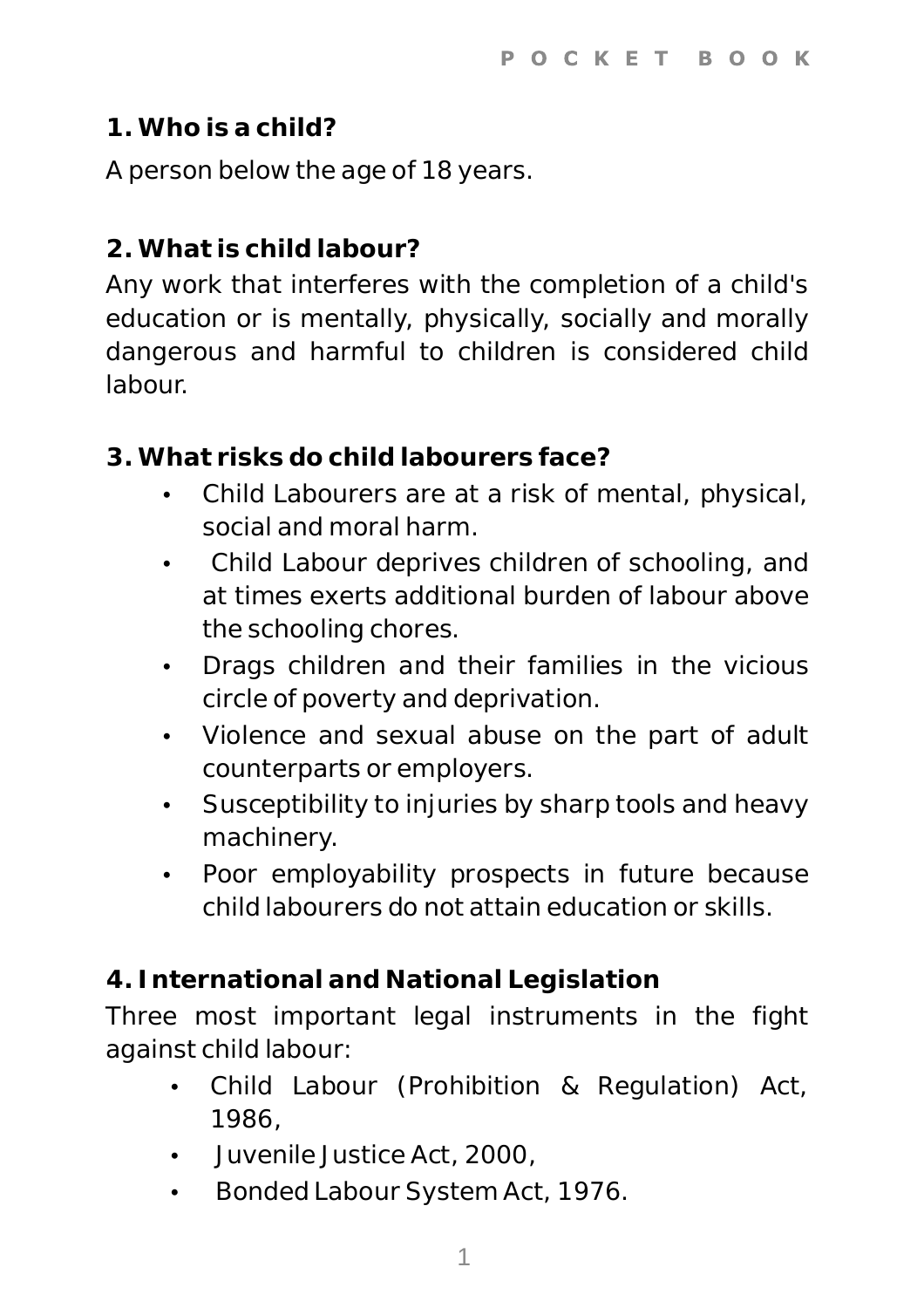## 1. Who is a child?

A person below the age of 18 years.

## 2. What is child labour?

Any work that interferes with the completion of a child's education or is mentally, physically, socially and morally dangerous and harmful to children is considered child labour.

## 3. What risks do child labourers face?

- Child Labourers are at a risk of mental, physical, social and moral harm.
- Child Labour deprives children of schooling, and at times exerts additional burden of labour above the schooling chores.
- Drags children and their families in the vicious circle of poverty and deprivation.
- Violence and sexual abuse on the part of adult counterparts or employers.
- Susceptibility to injuries by sharp tools and heavy machinery.
- Poor employability prospects in future because child labourers do not attain education or skills.

## 4. International and National Legislation

Three most important legal instruments in the fight against child labour:

- Child Labour (Prohibition & Regulation) Act, 1986,
- Juvenile Justice Act, 2000,
- Bonded Labour System Act, 1976.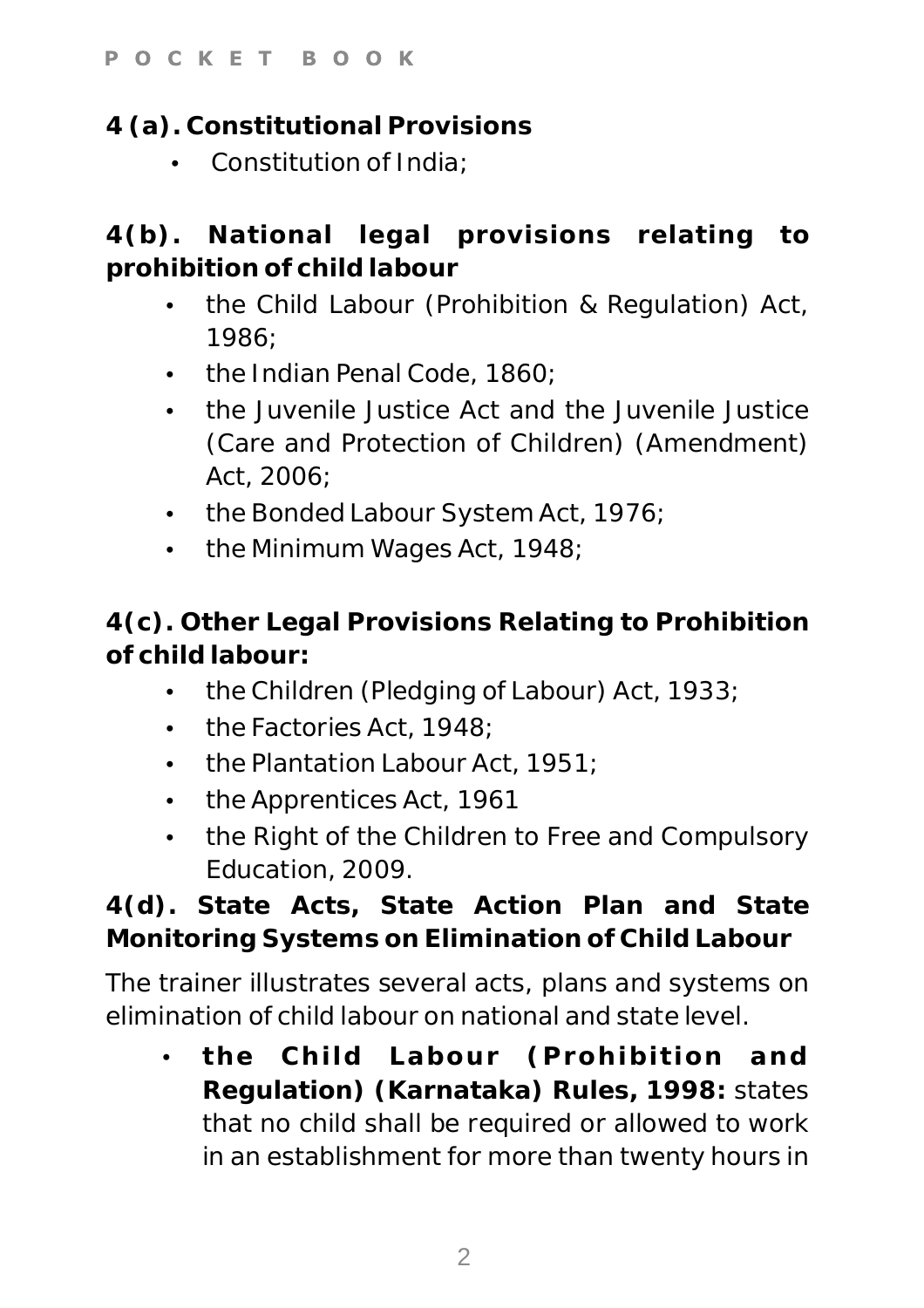## 4 (a). Constitutional Provisions

- Constitution of India;

## 4(b). National legal provisions relating to prohibition of child labour

- the Child Labour (Prohibition & Regulation) Act, 1986;
- the Indian Penal Code, 1860;
- the Juvenile Justice Act and the Juvenile Justice (Care and Protection of Children) (Amendment) Act, 2006;
- the Bonded Labour System Act, 1976;
- the Minimum Wages Act, 1948;

## 4(c). Other Legal Provisions Relating to Prohibition of child labour:

- the Children (Pledging of Labour) Act, 1933;
- the Factories Act, 1948;
- the Plantation Labour Act, 1951;
- the Apprentices Act, 1961
- the Right of the Children to Free and Compulsory Education, 2009.

## 4(d). State Acts, State Action Plan and State Monitoring Systems on Elimination of Child Labour

The trainer illustrates several acts, plans and systems on elimination of child labour on national and state level.

- **the Child Labour (Prohibition and Regulation) (Karnataka) Rules, 1998:** states that no child shall be required or allowed to work in an establishment for more than twenty hours in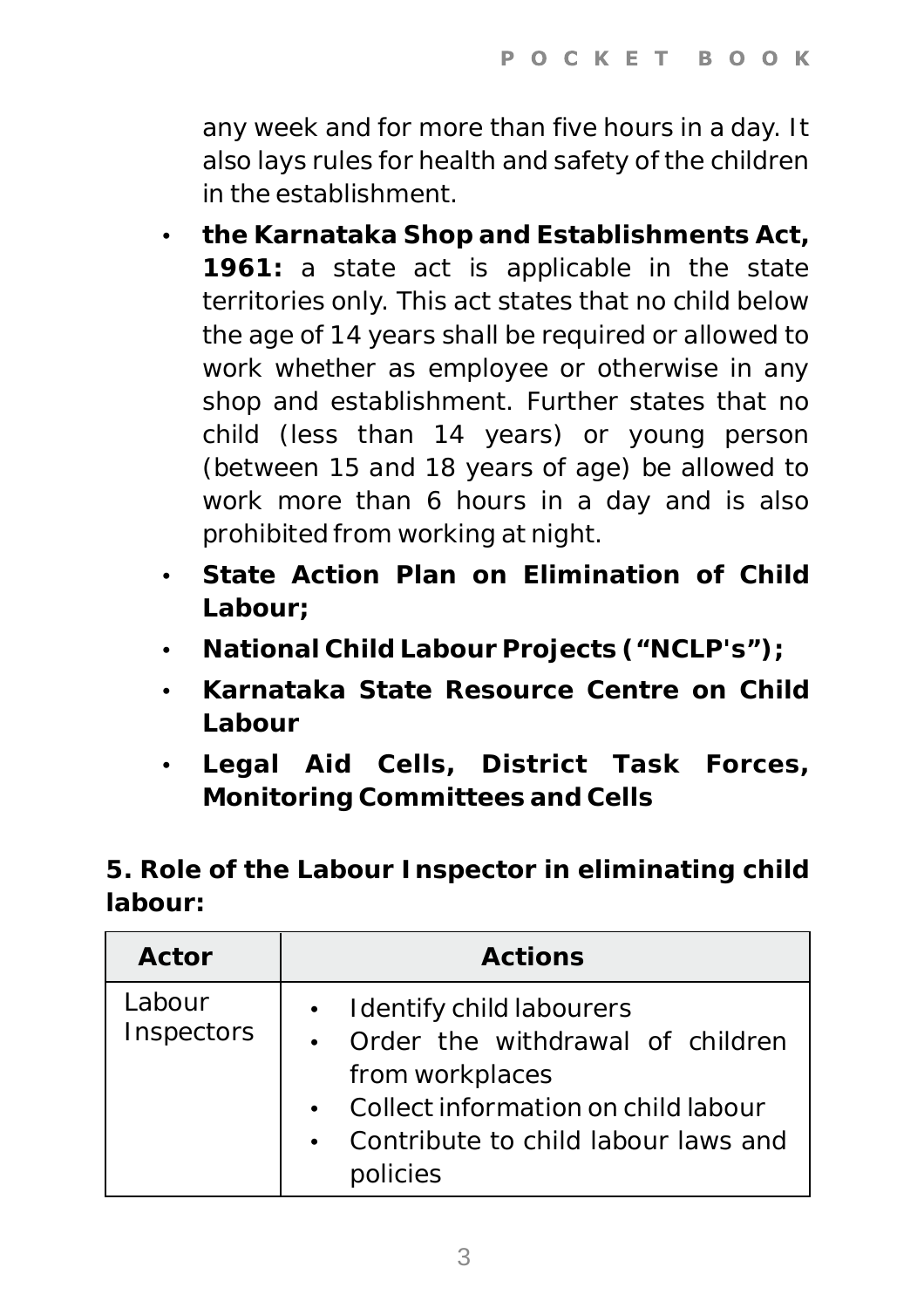any week and for more than five hours in a day. It also lays rules for health and safety of the children in the establishment.

- **the Karnataka Shop and Establishments Act, 1961:** a state act is applicable in the state territories only. This act states that no child below the age of 14 years shall be required or allowed to work whether as employee or otherwise in any shop and establishment. Further states that no child (less than 14 years) or young person (between 15 and 18 years of age) be allowed to work more than 6 hours in a day and is also prohibited from working at night.
- **State Action Plan on Elimination of Child Labour;**
- **National Child Labour Projects ("NCLP's");**
- **Karnataka State Resource Centre on Child Labour**
- **Legal Aid Cells, District Task Forces, Monitoring Committees and Cells**

## 5. Role of the Labour Inspector in eliminating child labour:

| Actor | Actions |
|---|---|
| Labour Inspectors | • Identify child labourers<br>• Order the withdrawal of children from workplaces<br>• Collect information on child labour<br>• Contribute to child labour laws and policies |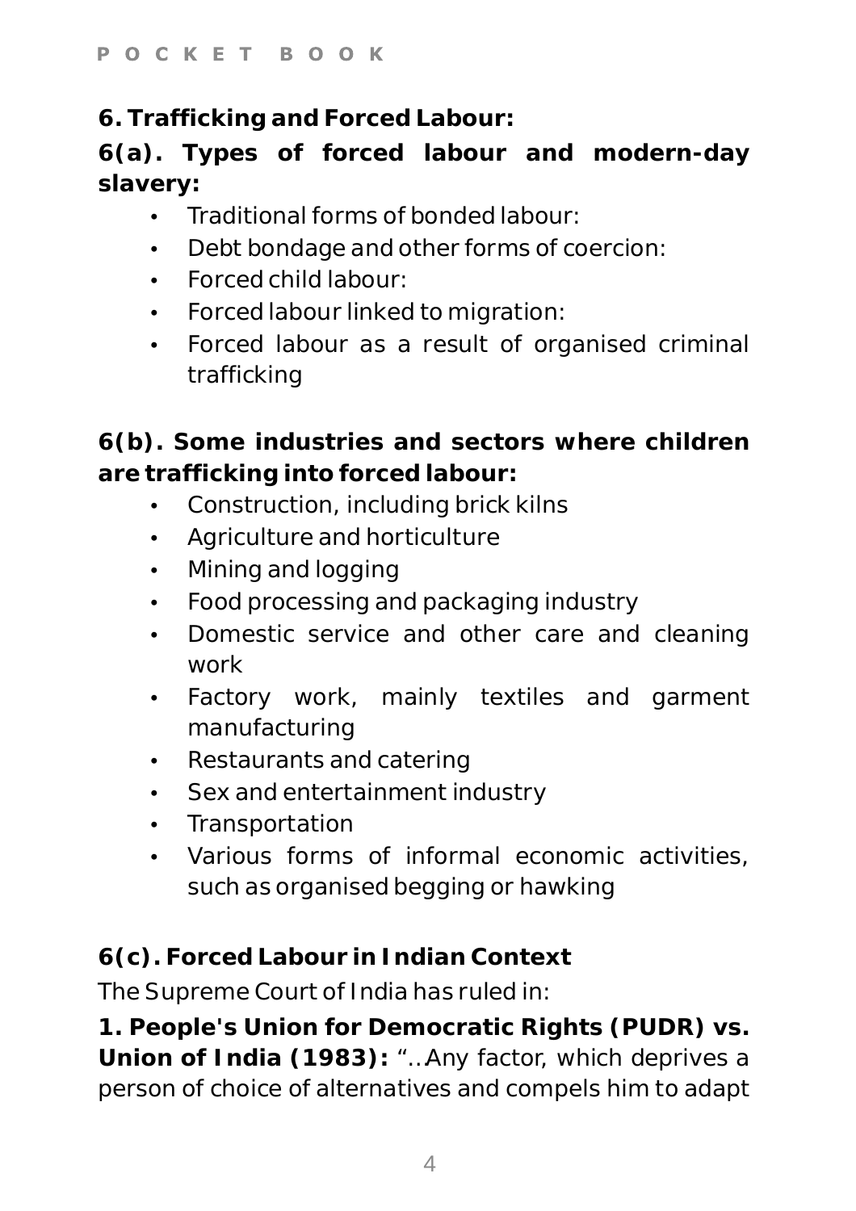## 6. Trafficking and Forced Labour:

### 6(a). Types of forced labour and modern-day slavery:

- Traditional forms of bonded labour:
- Debt bondage and other forms of coercion:
- Forced child labour:
- Forced labour linked to migration:
- Forced labour as a result of organised criminal trafficking

### 6(b). Some industries and sectors where children are trafficking into forced labour:

- Construction, including brick kilns
- Agriculture and horticulture
- Mining and logging
- Food processing and packaging industry
- Domestic service and other care and cleaning work
- Factory work, mainly textiles and garment manufacturing
- Restaurants and catering
- Sex and entertainment industry
- Transportation
- Various forms of informal economic activities, such as organised begging or hawking

### 6(c). Forced Labour in Indian Context

The Supreme Court of India has ruled in:

**1. People's Union for Democratic Rights (PUDR) vs. Union of India (1983):** "..Any factor, which deprives a person of choice of alternatives and compels him to adapt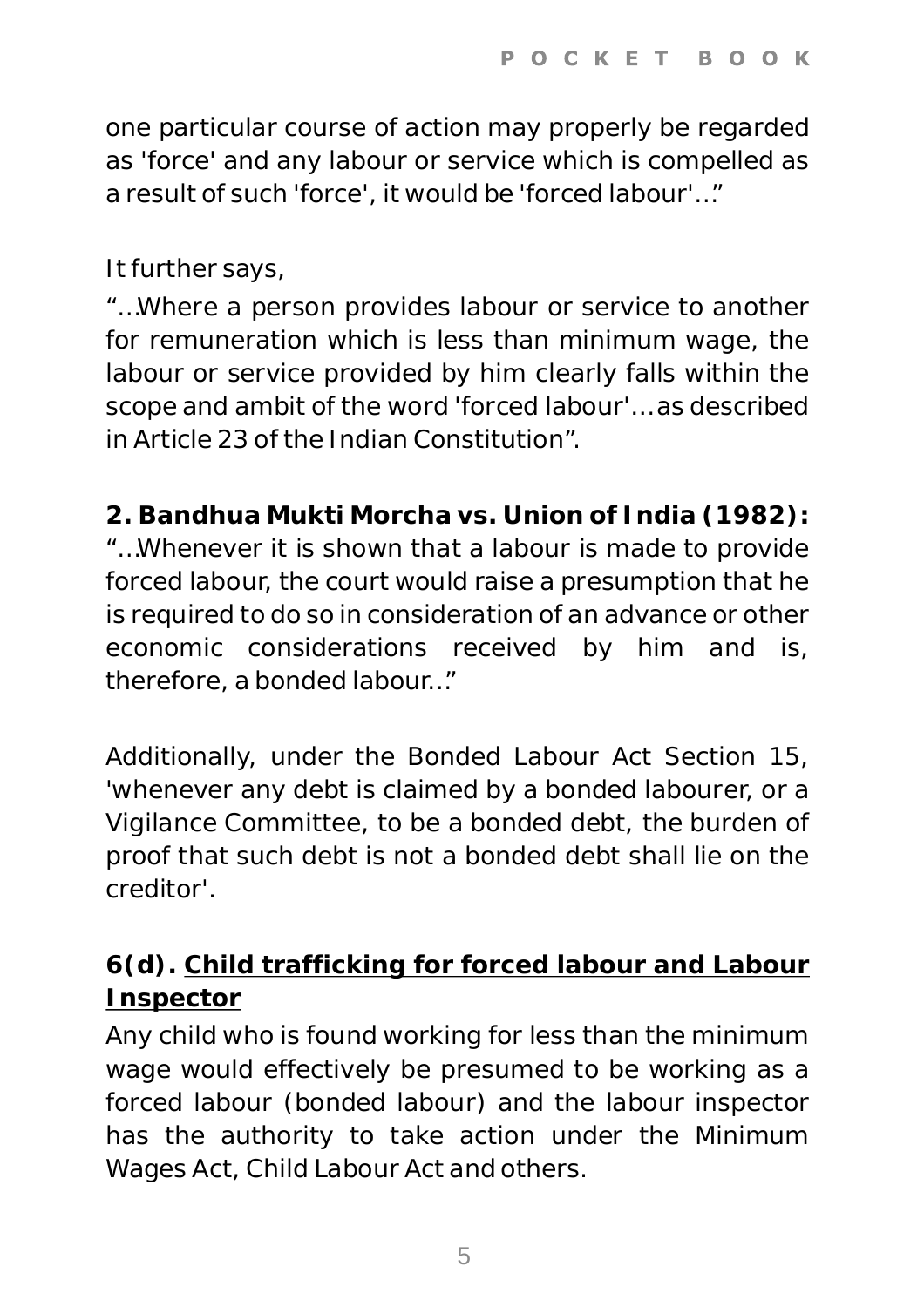one particular course of action may properly be regarded as 'force' and any labour or service which is compelled as a result of such 'force', it would be 'forced labour'…"

It further says,

"…Where a person provides labour or service to another for remuneration which is less than minimum wage, the labour or service provided by him clearly falls within the scope and ambit of the word 'forced labour'… as described in Article 23 of the Indian Constitution".

**2. Bandhua Mukti Morcha vs. Union of India (1982):**

"…Whenever it is shown that a labour is made to provide forced labour, the court would raise a presumption that he is required to do so in consideration of an advance or other economic considerations received by him and is, therefore, a bonded labour…"

Additionally, under the Bonded Labour Act Section 15, 'whenever any debt is claimed by a bonded labourer, or a Vigilance Committee, to be a bonded debt, the burden of proof that such debt is not a bonded debt shall lie on the creditor'.

### 6(d). <u>Child trafficking for forced labour and Labour Inspector</u>

Any child who is found working for less than the minimum wage would effectively be presumed to be working as a forced labour (bonded labour) and the labour inspector has the authority to take action under the Minimum Wages Act, Child Labour Act and others.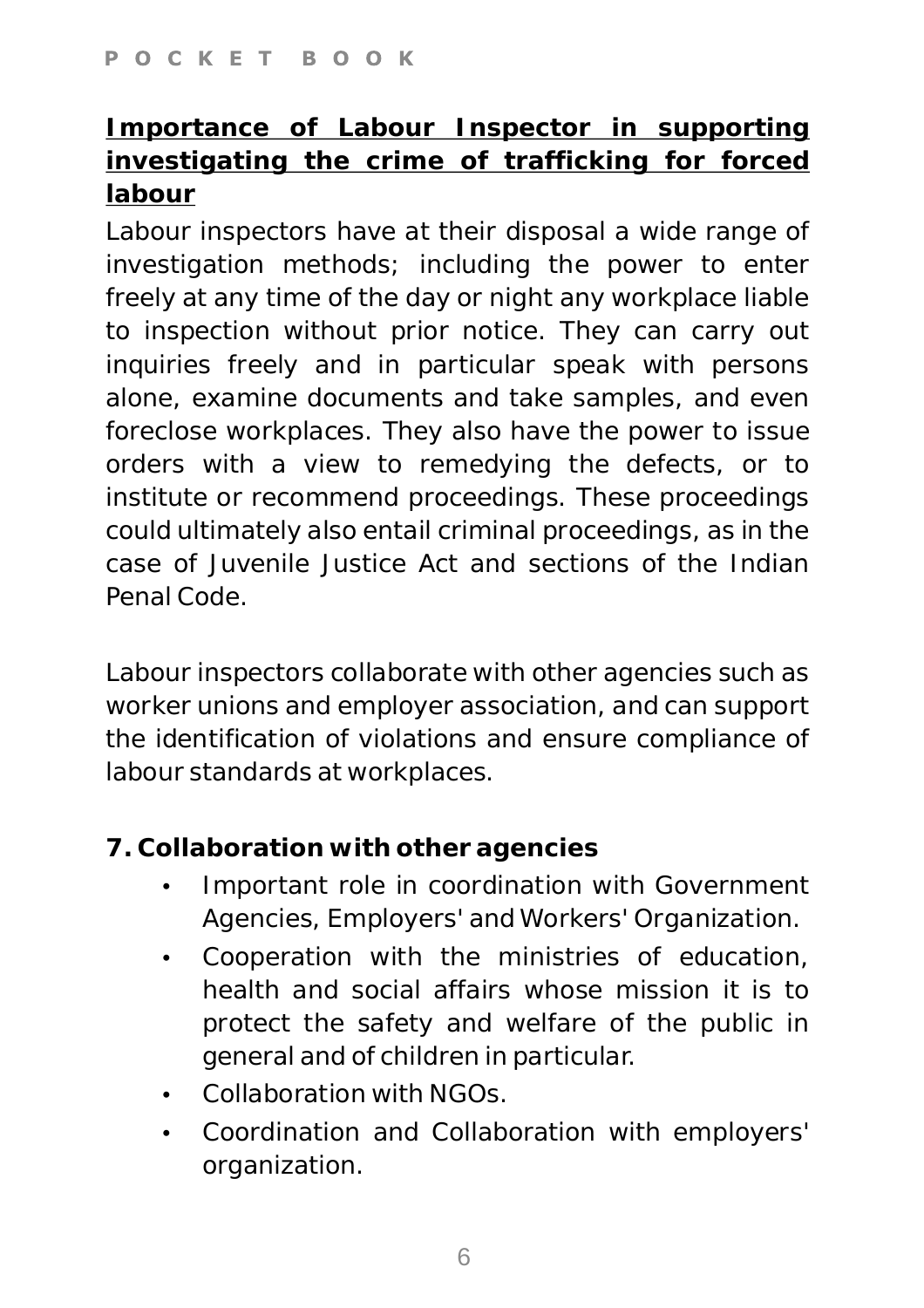**Importance of Labour Inspector in supporting investigating the crime of trafficking for forced labour**

Labour inspectors have at their disposal a wide range of investigation methods; including the power to enter freely at any time of the day or night any workplace liable to inspection without prior notice. They can carry out inquiries freely and in particular speak with persons alone, examine documents and take samples, and even foreclose workplaces. They also have the power to issue orders with a view to remedying the defects, or to institute or recommend proceedings. These proceedings could ultimately also entail criminal proceedings, as in the case of Juvenile Justice Act and sections of the Indian Penal Code.

Labour inspectors collaborate with other agencies such as worker unions and employer association, and can support the identification of violations and ensure compliance of labour standards at workplaces.

## 7. Collaboration with other agencies

- Important role in coordination with Government Agencies, Employers' and Workers' Organization.
- Cooperation with the ministries of education, health and social affairs whose mission it is to protect the safety and welfare of the public in general and of children in particular.
- Collaboration with NGOs.
- Coordination and Collaboration with employers' organization.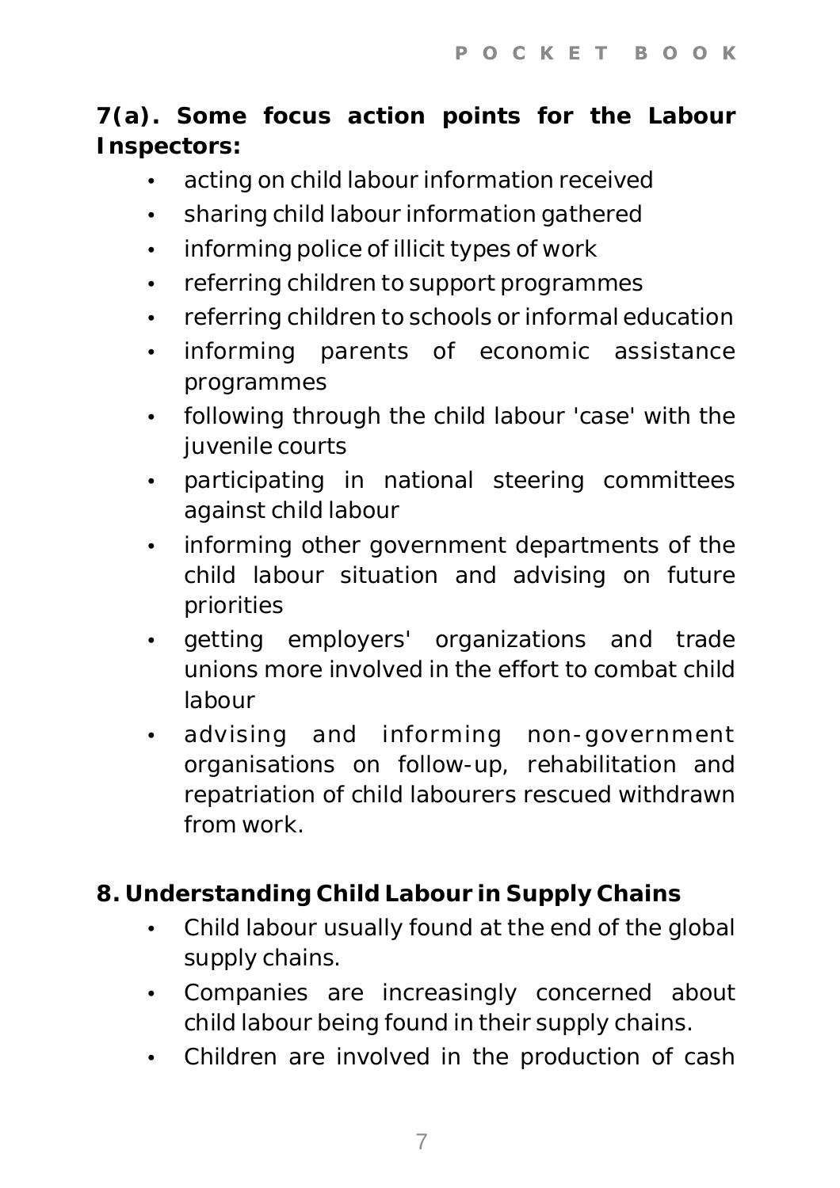### 7(a). Some focus action points for the Labour Inspectors:

- acting on child labour information received
- sharing child labour information gathered
- informing police of illicit types of work
- referring children to support programmes
- referring children to schools or informal education
- informing parents of economic assistance programmes
- following through the child labour 'case' with the juvenile courts
- participating in national steering committees against child labour
- informing other government departments of the child labour situation and advising on future priorities
- getting employers' organizations and trade unions more involved in the effort to combat child labour
- advising and informing non-government organisations on follow-up, rehabilitation and repatriation of child labourers rescued withdrawn from work.

### 8. Understanding Child Labour in Supply Chains

- Child labour usually found at the end of the global supply chains.
- Companies are increasingly concerned about child labour being found in their supply chains.
- Children are involved in the production of cash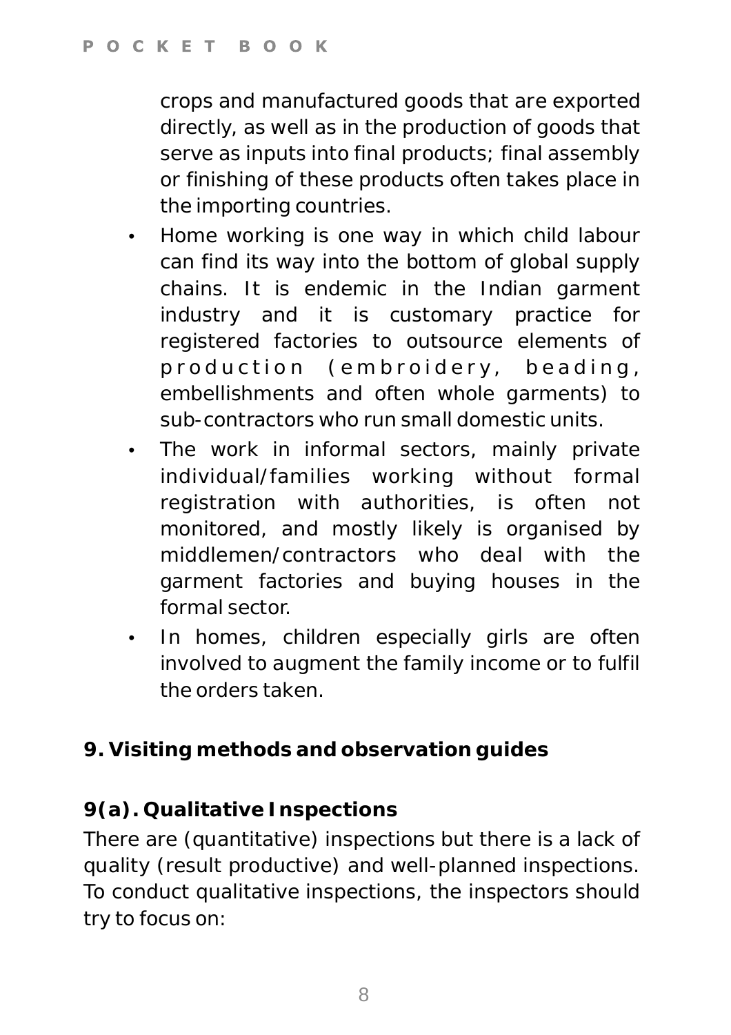crops and manufactured goods that are exported directly, as well as in the production of goods that serve as inputs into final products; final assembly or finishing of these products often takes place in the importing countries.

- Home working is one way in which child labour can find its way into the bottom of global supply chains. It is endemic in the Indian garment industry and it is customary practice for registered factories to outsource elements of production (embroidery, beading, embellishments and often whole garments) to sub-contractors who run small domestic units.
- The work in informal sectors, mainly private individual/families working without formal registration with authorities, is often not monitored, and mostly likely is organised by middlemen/contractors who deal with the garment factories and buying houses in the formal sector.
- In homes, children especially girls are often involved to augment the family income or to fulfil the orders taken.

## 9. Visiting methods and observation guides

### 9(a). Qualitative Inspections

There are (quantitative) inspections but there is a lack of quality (result productive) and well-planned inspections. To conduct qualitative inspections, the inspectors should try to focus on: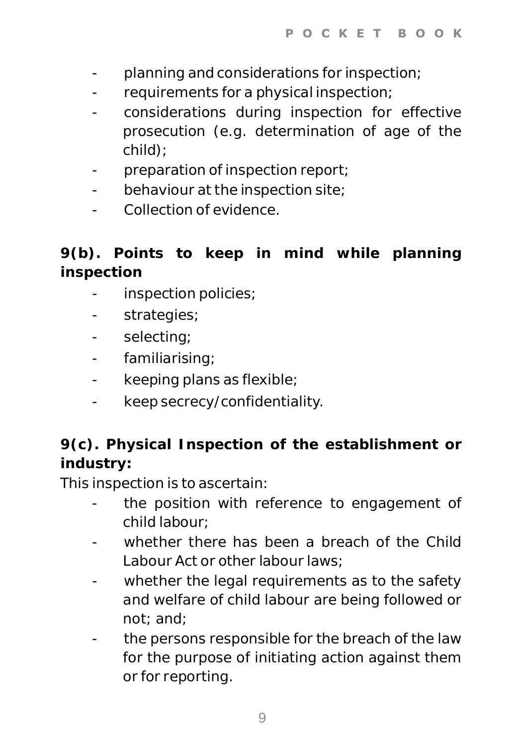- planning and considerations for inspection;
- requirements for a physical inspection;
- considerations during inspection for effective prosecution (e.g. determination of age of the child);
- preparation of inspection report;
- behaviour at the inspection site;
- Collection of evidence.

### 9(b). Points to keep in mind while planning inspection

- inspection policies;
- strategies;
- selecting;
- familiarising;
- keeping plans as flexible;
- keep secrecy/confidentiality.

### 9(c). Physical Inspection of the establishment or industry:

This inspection is to ascertain:

- the position with reference to engagement of child labour;
- whether there has been a breach of the Child Labour Act or other labour laws;
- whether the legal requirements as to the safety and welfare of child labour are being followed or not; and;
- the persons responsible for the breach of the law for the purpose of initiating action against them or for reporting.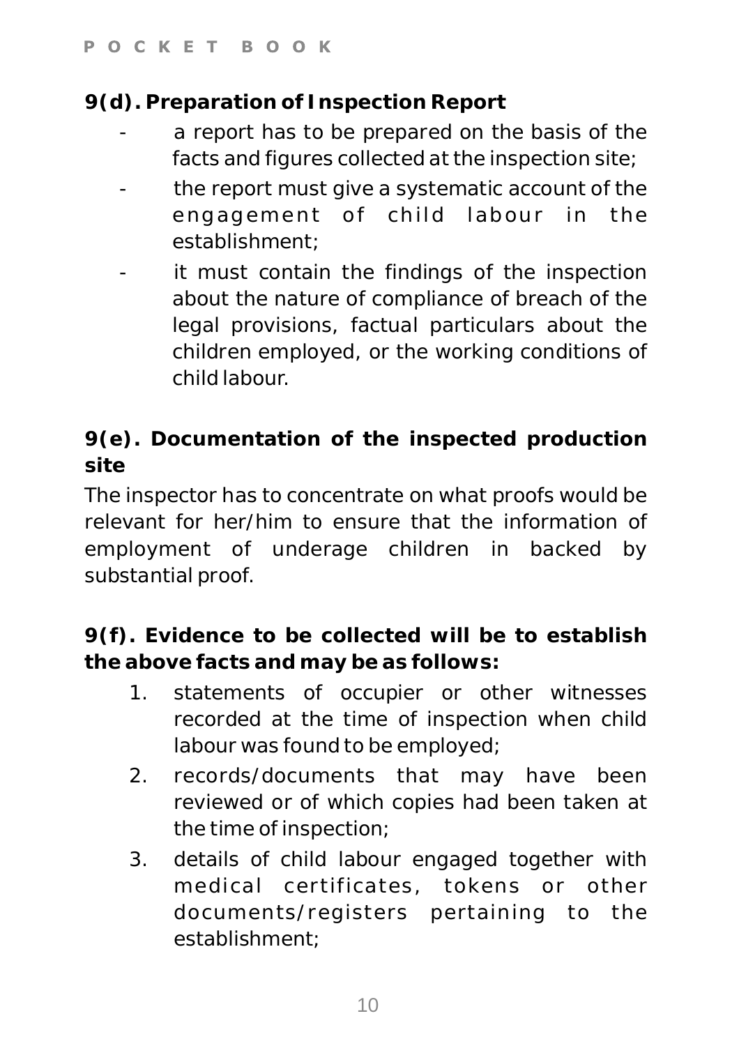### 9(d). Preparation of Inspection Report

- a report has to be prepared on the basis of the facts and figures collected at the inspection site;
- the report must give a systematic account of the engagement of child labour in the establishment;
- it must contain the findings of the inspection about the nature of compliance of breach of the legal provisions, factual particulars about the children employed, or the working conditions of child labour.

### 9(e). Documentation of the inspected production site

The inspector has to concentrate on what proofs would be relevant for her/him to ensure that the information of employment of underage children in backed by substantial proof.

### 9(f). Evidence to be collected will be to establish the above facts and may be as follows:

1. statements of occupier or other witnesses recorded at the time of inspection when child labour was found to be employed;
2. records/documents that may have been reviewed or of which copies had been taken at the time of inspection;
3. details of child labour engaged together with medical certificates, tokens or other documents/registers pertaining to the establishment;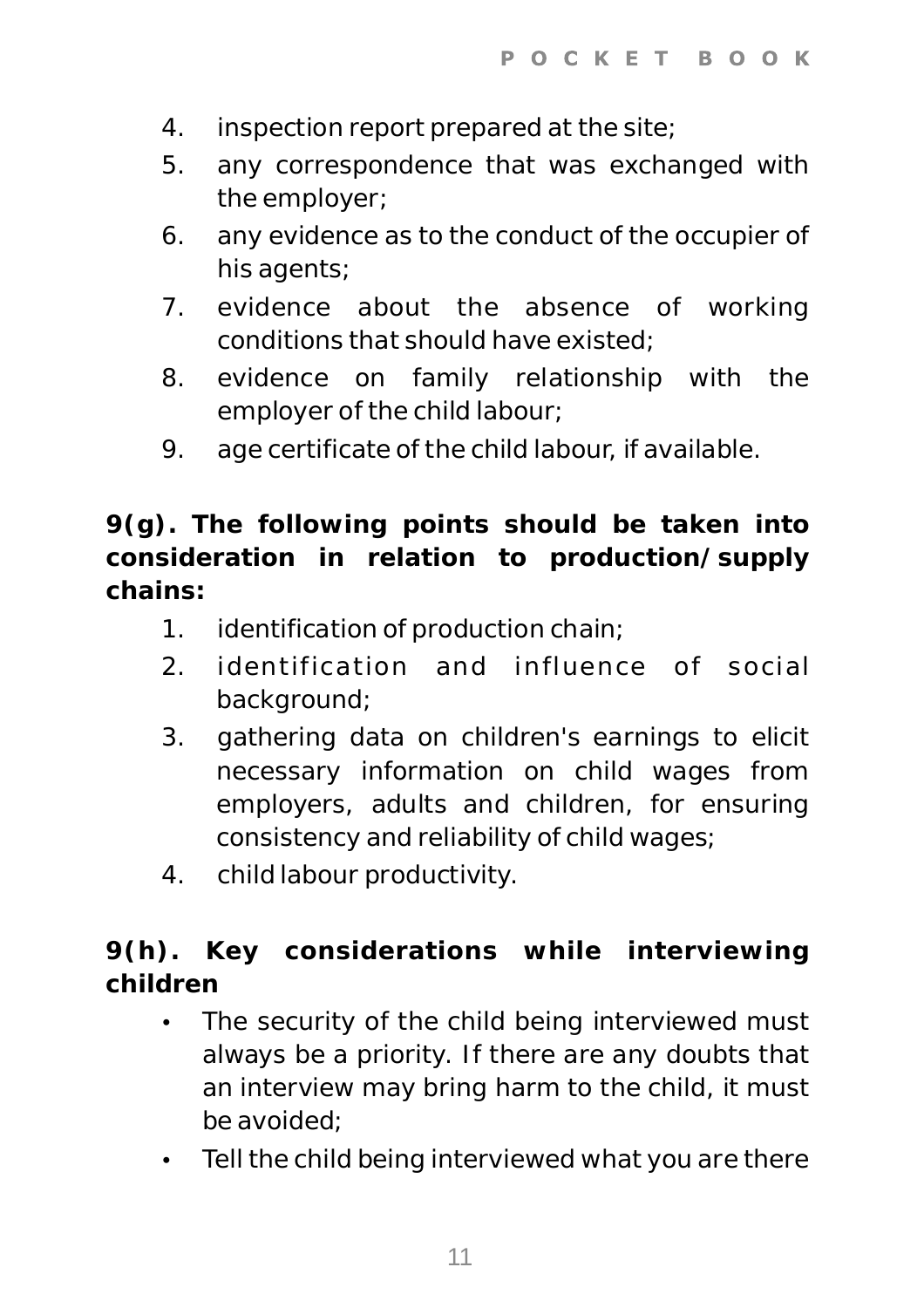4. inspection report prepared at the site;
5. any correspondence that was exchanged with the employer;
6. any evidence as to the conduct of the occupier of his agents;
7. evidence about the absence of working conditions that should have existed;
8. evidence on family relationship with the employer of the child labour;
9. age certificate of the child labour, if available.

**9(g). The following points should be taken into consideration in relation to production/supply chains:**

1. identification of production chain;
2. identification and influence of social background;
3. gathering data on children's earnings to elicit necessary information on child wages from employers, adults and children, for ensuring consistency and reliability of child wages;
4. child labour productivity.

**9(h). Key considerations while interviewing children**

- The security of the child being interviewed must always be a priority. If there are any doubts that an interview may bring harm to the child, it must be avoided;
- Tell the child being interviewed what you are there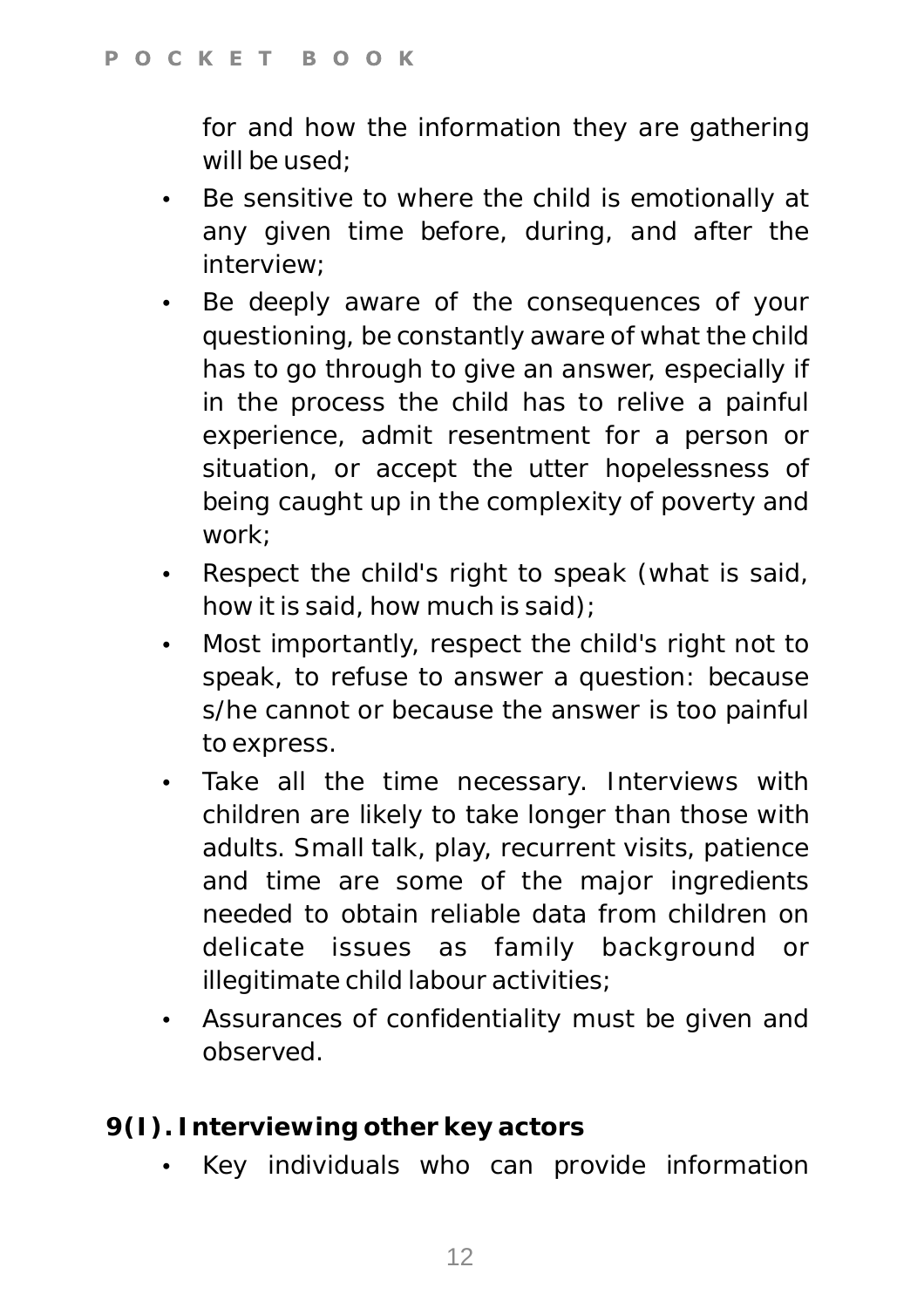for and how the information they are gathering will be used;

- Be sensitive to where the child is emotionally at any given time before, during, and after the interview;
- Be deeply aware of the consequences of your questioning, be constantly aware of what the child has to go through to give an answer, especially if in the process the child has to relive a painful experience, admit resentment for a person or situation, or accept the utter hopelessness of being caught up in the complexity of poverty and work;
- Respect the child's right to speak (what is said, how it is said, how much is said);
- Most importantly, respect the child's right not to speak, to refuse to answer a question: because s/he cannot or because the answer is too painful to express.
- Take all the time necessary. Interviews with children are likely to take longer than those with adults. Small talk, play, recurrent visits, patience and time are some of the major ingredients needed to obtain reliable data from children on delicate issues as family background or illegitimate child labour activities;
- Assurances of confidentiality must be given and observed.

**9(I). Interviewing other key actors**

- Key individuals who can provide information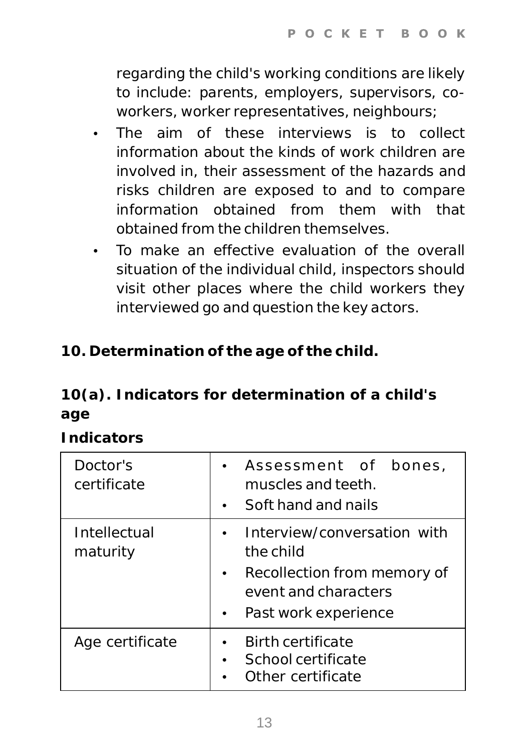regarding the child's working conditions are likely to include: parents, employers, supervisors, co-workers, worker representatives, neighbours;

- The aim of these interviews is to collect information about the kinds of work children are involved in, their assessment of the hazards and risks children are exposed to and to compare information obtained from them with that obtained from the children themselves.
- To make an effective evaluation of the overall situation of the individual child, inspectors should visit other places where the child workers they interviewed go and question the key actors.

## 10. Determination of the age of the child.

### 10(a). Indicators for determination of a child's age

**Indicators**

| | |
|---|---|
| Doctor's certificate | • Assessment of bones, muscles and teeth.<br>• Soft hand and nails |
| Intellectual maturity | • Interview/conversation with the child<br>• Recollection from memory of event and characters<br>• Past work experience |
| Age certificate | • Birth certificate<br>• School certificate<br>• Other certificate |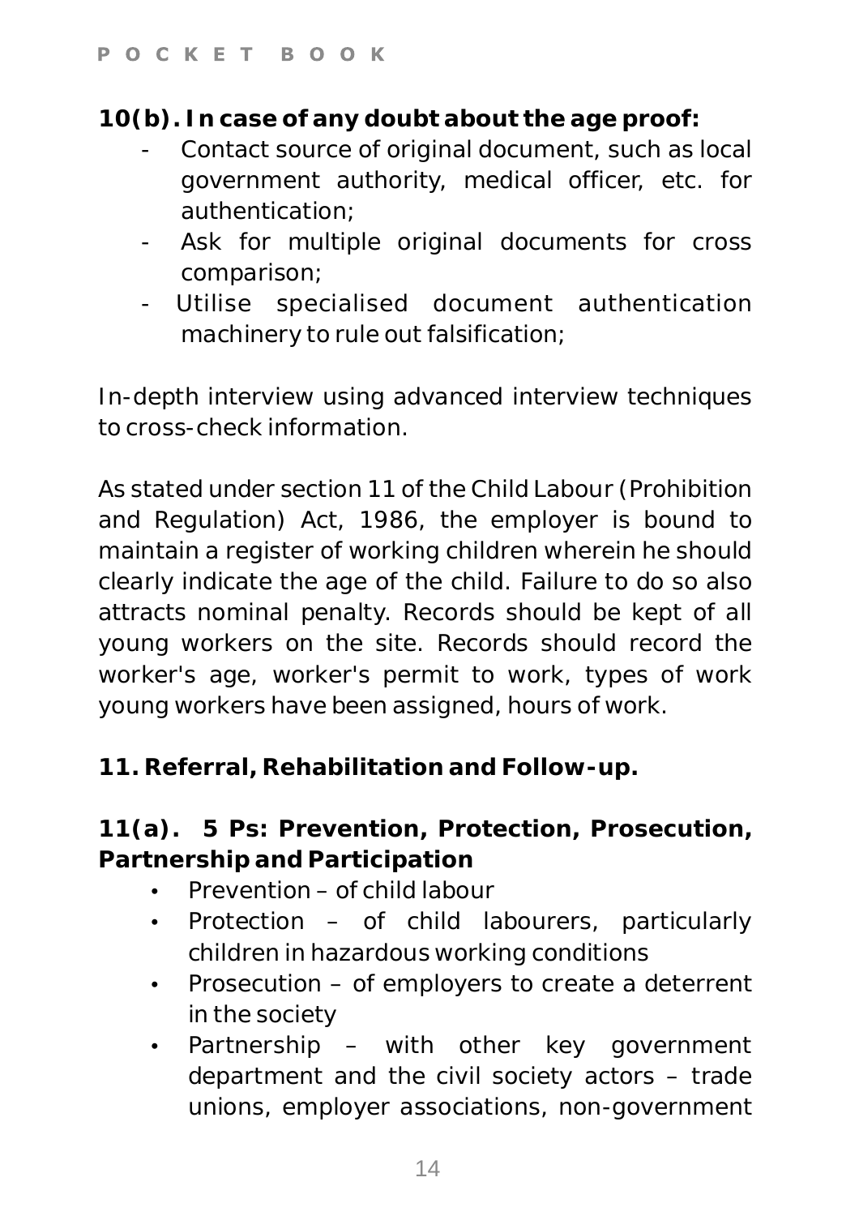**10(b). In case of any doubt about the age proof:**

- Contact source of original document, such as local government authority, medical officer, etc. for authentication;
- Ask for multiple original documents for cross comparison;
- Utilise specialised document authentication machinery to rule out falsification;

In-depth interview using advanced interview techniques to cross-check information.

As stated under section 11 of the Child Labour (Prohibition and Regulation) Act, 1986, the employer is bound to maintain a register of working children wherein he should clearly indicate the age of the child. Failure to do so also attracts nominal penalty. Records should be kept of all young workers on the site. Records should record the worker's age, worker's permit to work, types of work young workers have been assigned, hours of work.

**11. Referral, Rehabilitation and Follow-up.**

**11(a). 5 Ps: Prevention, Protection, Prosecution, Partnership and Participation**

- Prevention – of child labour
- Protection – of child labourers, particularly children in hazardous working conditions
- Prosecution – of employers to create a deterrent in the society
- Partnership – with other key government department and the civil society actors – trade unions, employer associations, non-government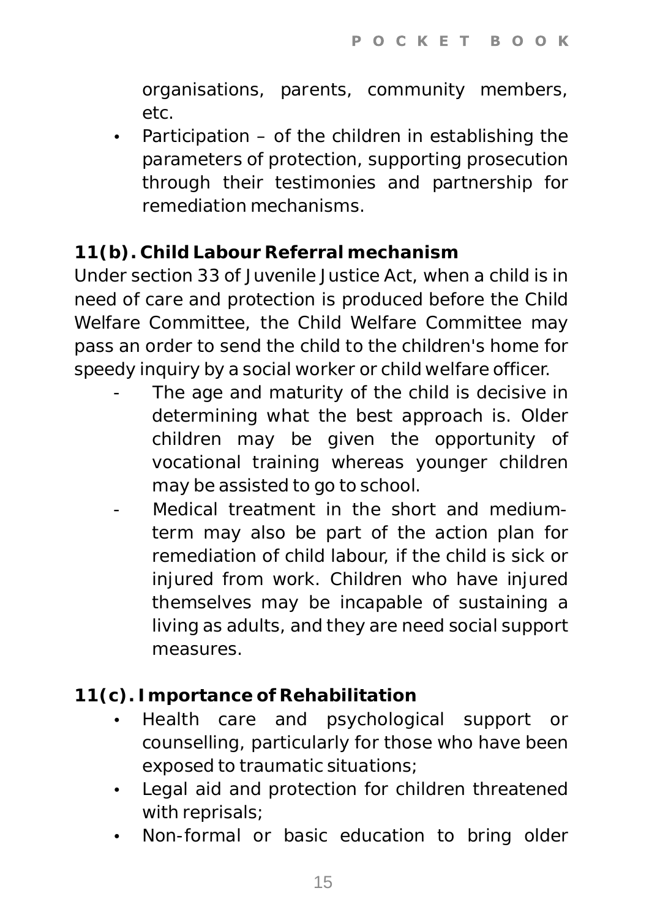organisations, parents, community members, etc.

- Participation – of the children in establishing the parameters of protection, supporting prosecution through their testimonies and partnership for remediation mechanisms.

## 11(b). Child Labour Referral mechanism

Under section 33 of Juvenile Justice Act, when a child is in need of care and protection is produced before the Child Welfare Committee, the Child Welfare Committee may pass an order to send the child to the children's home for speedy inquiry by a social worker or child welfare officer.

- The age and maturity of the child is decisive in determining what the best approach is. Older children may be given the opportunity of vocational training whereas younger children may be assisted to go to school.
- Medical treatment in the short and medium-term may also be part of the action plan for remediation of child labour, if the child is sick or injured from work. Children who have injured themselves may be incapable of sustaining a living as adults, and they are need social support measures.

## 11(c). Importance of Rehabilitation

- Health care and psychological support or counselling, particularly for those who have been exposed to traumatic situations;
- Legal aid and protection for children threatened with reprisals;
- Non-formal or basic education to bring older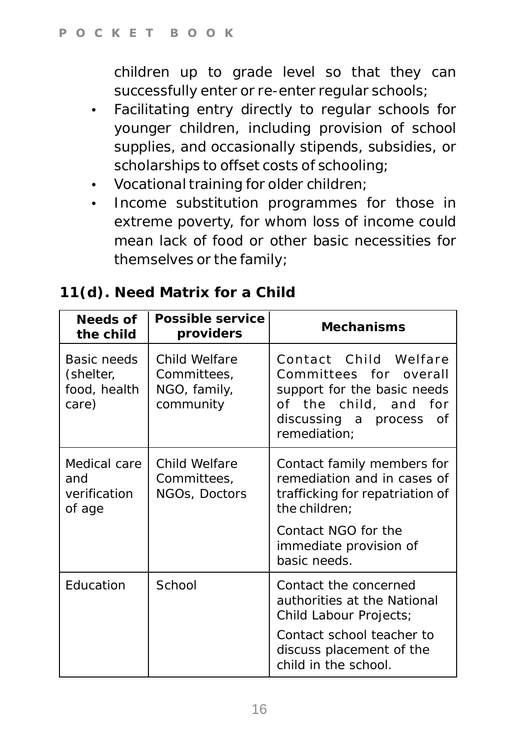children up to grade level so that they can successfully enter or re-enter regular schools;

- Facilitating entry directly to regular schools for younger children, including provision of school supplies, and occasionally stipends, subsidies, or scholarships to offset costs of schooling;
- Vocational training for older children;
- Income substitution programmes for those in extreme poverty, for whom loss of income could mean lack of food or other basic necessities for themselves or the family;

## 11(d). Need Matrix for a Child

| Needs of the child | Possible service providers | Mechanisms |
|---|---|---|
| Basic needs (shelter, food, health care) | Child Welfare Committees, NGO, family, community | Contact Child Welfare Committees for overall support for the basic needs of the child, and for discussing a process of remediation; |
| Medical care and verification of age | Child Welfare Committees, NGOs, Doctors | Contact family members for remediation and in cases of trafficking for repatriation of the children; Contact NGO for the immediate provision of basic needs. |
| Education | School | Contact the concerned authorities at the National Child Labour Projects; Contact school teacher to discuss placement of the child in the school. |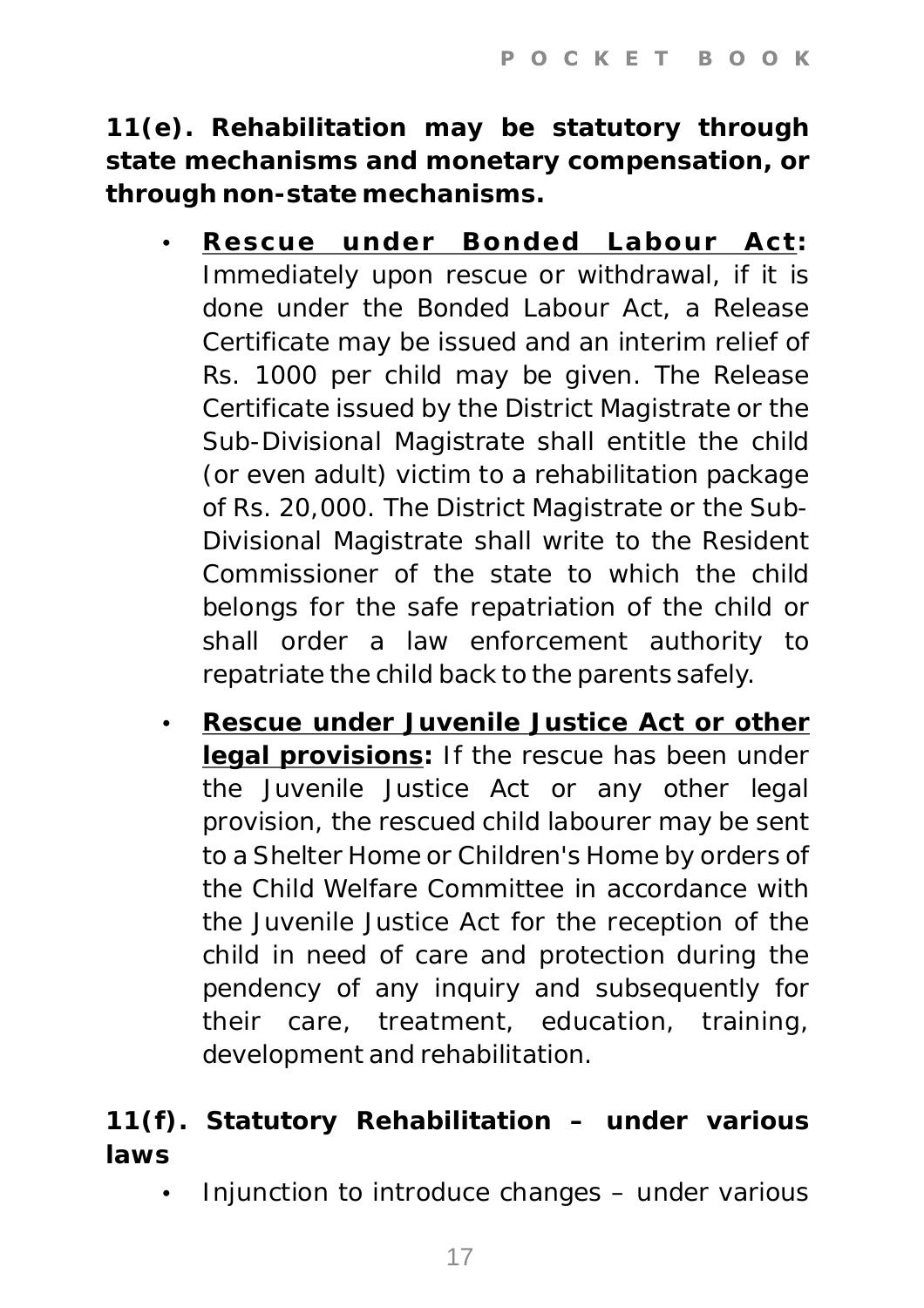**11(e). Rehabilitation may be statutory through state mechanisms and monetary compensation, or through non-state mechanisms.**

- **Rescue under Bonded Labour Act:** Immediately upon rescue or withdrawal, if it is done under the Bonded Labour Act, a Release Certificate may be issued and an interim relief of Rs. 1000 per child may be given. The Release Certificate issued by the District Magistrate or the Sub-Divisional Magistrate shall entitle the child (or even adult) victim to a rehabilitation package of Rs. 20,000. The District Magistrate or the Sub-Divisional Magistrate shall write to the Resident Commissioner of the state to which the child belongs for the safe repatriation of the child or shall order a law enforcement authority to repatriate the child back to the parents safely.

- **Rescue under Juvenile Justice Act or other legal provisions:** If the rescue has been under the Juvenile Justice Act or any other legal provision, the rescued child labourer may be sent to a Shelter Home or Children's Home by orders of the Child Welfare Committee in accordance with the Juvenile Justice Act for the reception of the child in need of care and protection during the pendency of any inquiry and subsequently for their care, treatment, education, training, development and rehabilitation.

**11(f). Statutory Rehabilitation – under various laws**

- Injunction to introduce changes – under various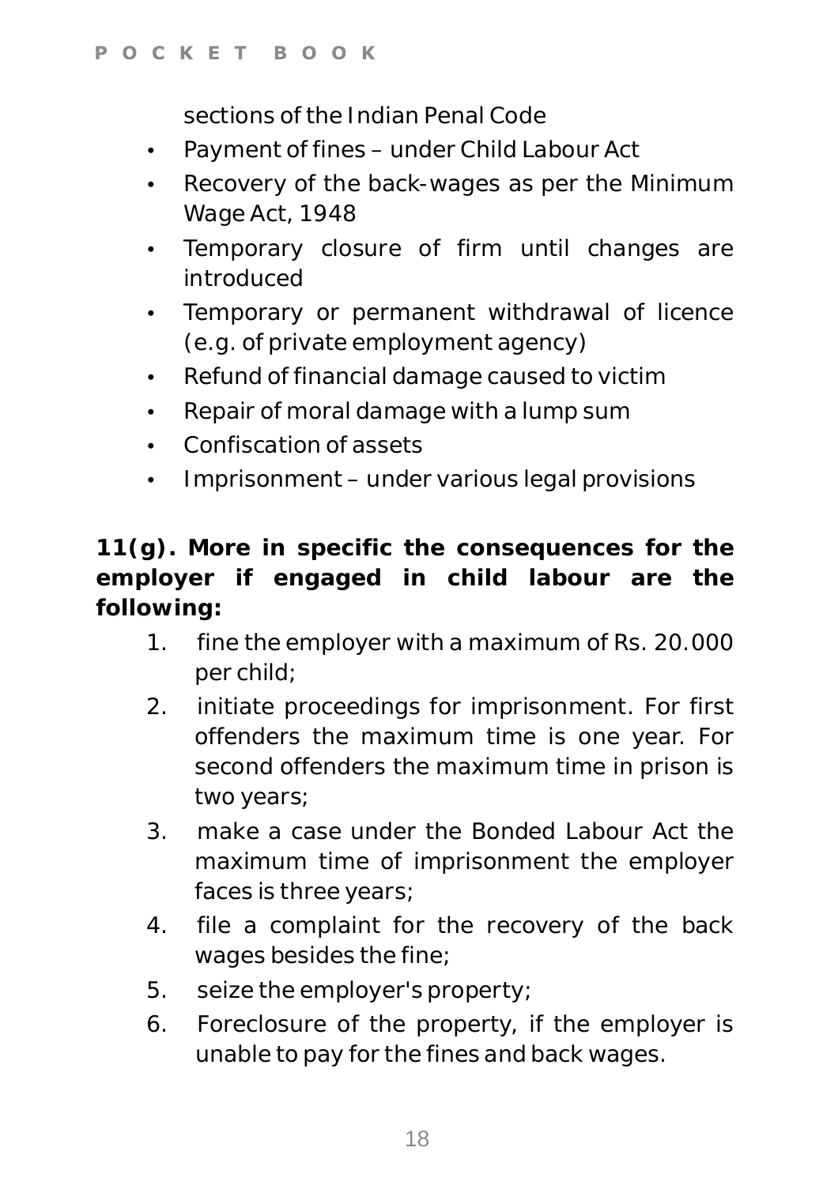sections of the Indian Penal Code

- Payment of fines – under Child Labour Act
- Recovery of the back-wages as per the Minimum Wage Act, 1948
- Temporary closure of firm until changes are introduced
- Temporary or permanent withdrawal of licence (e.g. of private employment agency)
- Refund of financial damage caused to victim
- Repair of moral damage with a lump sum
- Confiscation of assets
- Imprisonment – under various legal provisions

**11(g). More in specific the consequences for the employer if engaged in child labour are the following:**

1. fine the employer with a maximum of Rs. 20.000 per child;
2. initiate proceedings for imprisonment. For first offenders the maximum time is one year. For second offenders the maximum time in prison is two years;
3. make a case under the Bonded Labour Act the maximum time of imprisonment the employer faces is three years;
4. file a complaint for the recovery of the back wages besides the fine;
5. seize the employer's property;
6. Foreclosure of the property, if the employer is unable to pay for the fines and back wages.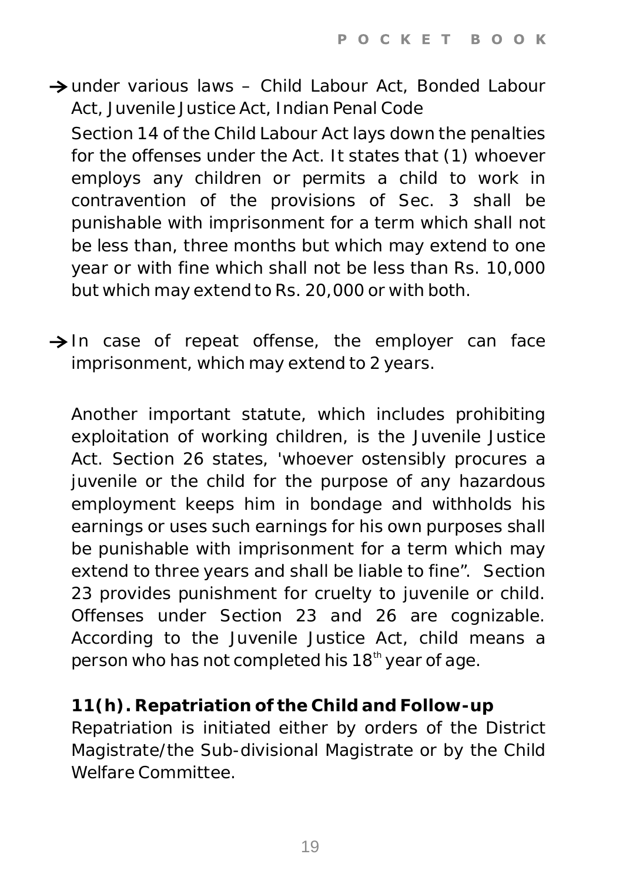→ under various laws – Child Labour Act, Bonded Labour Act, Juvenile Justice Act, Indian Penal Code

Section 14 of the Child Labour Act lays down the penalties for the offenses under the Act. It states that (1) whoever employs any children or permits a child to work in contravention of the provisions of Sec. 3 shall be punishable with imprisonment for a term which shall not be less than, three months but which may extend to one year or with fine which shall not be less than Rs. 10,000 but which may extend to Rs. 20,000 or with both.

→ In case of repeat offense, the employer can face imprisonment, which may extend to 2 years.

Another important statute, which includes prohibiting exploitation of working children, is the Juvenile Justice Act. Section 26 states, 'whoever ostensibly procures a juvenile or the child for the purpose of any hazardous employment keeps him in bondage and withholds his earnings or uses such earnings for his own purposes shall be punishable with imprisonment for a term which may extend to three years and shall be liable to fine". Section 23 provides punishment for cruelty to juvenile or child. Offenses under Section 23 and 26 are cognizable. According to the Juvenile Justice Act, child means a person who has not completed his 18th year of age.

**11(h). Repatriation of the Child and Follow-up**

Repatriation is initiated either by orders of the District Magistrate/the Sub-divisional Magistrate or by the Child Welfare Committee.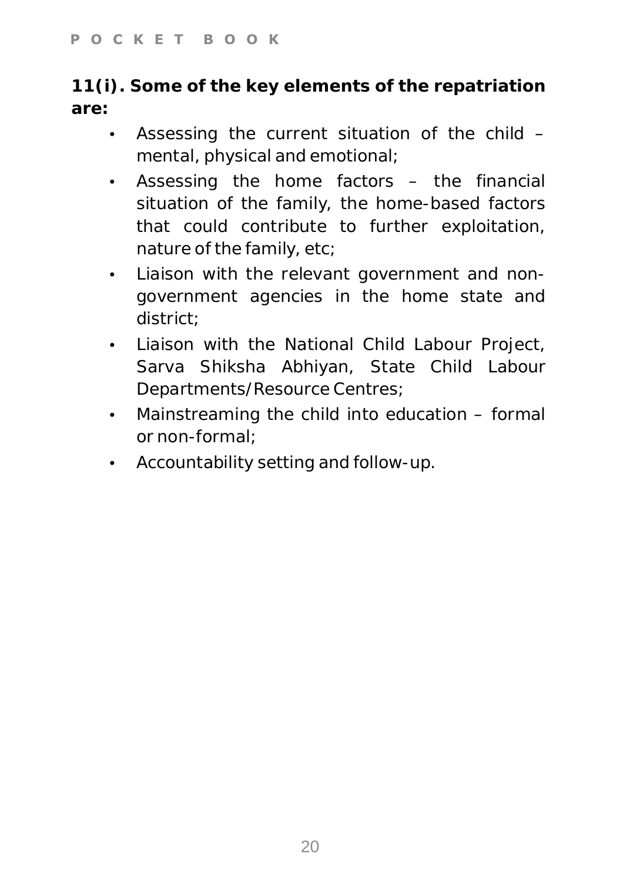**11(i). Some of the key elements of the repatriation are:**

- Assessing the current situation of the child – mental, physical and emotional;
- Assessing the home factors – the financial situation of the family, the home-based factors that could contribute to further exploitation, nature of the family, etc;
- Liaison with the relevant government and non-government agencies in the home state and district;
- Liaison with the National Child Labour Project, Sarva Shiksha Abhiyan, State Child Labour Departments/Resource Centres;
- Mainstreaming the child into education – formal or non-formal;
- Accountability setting and follow-up.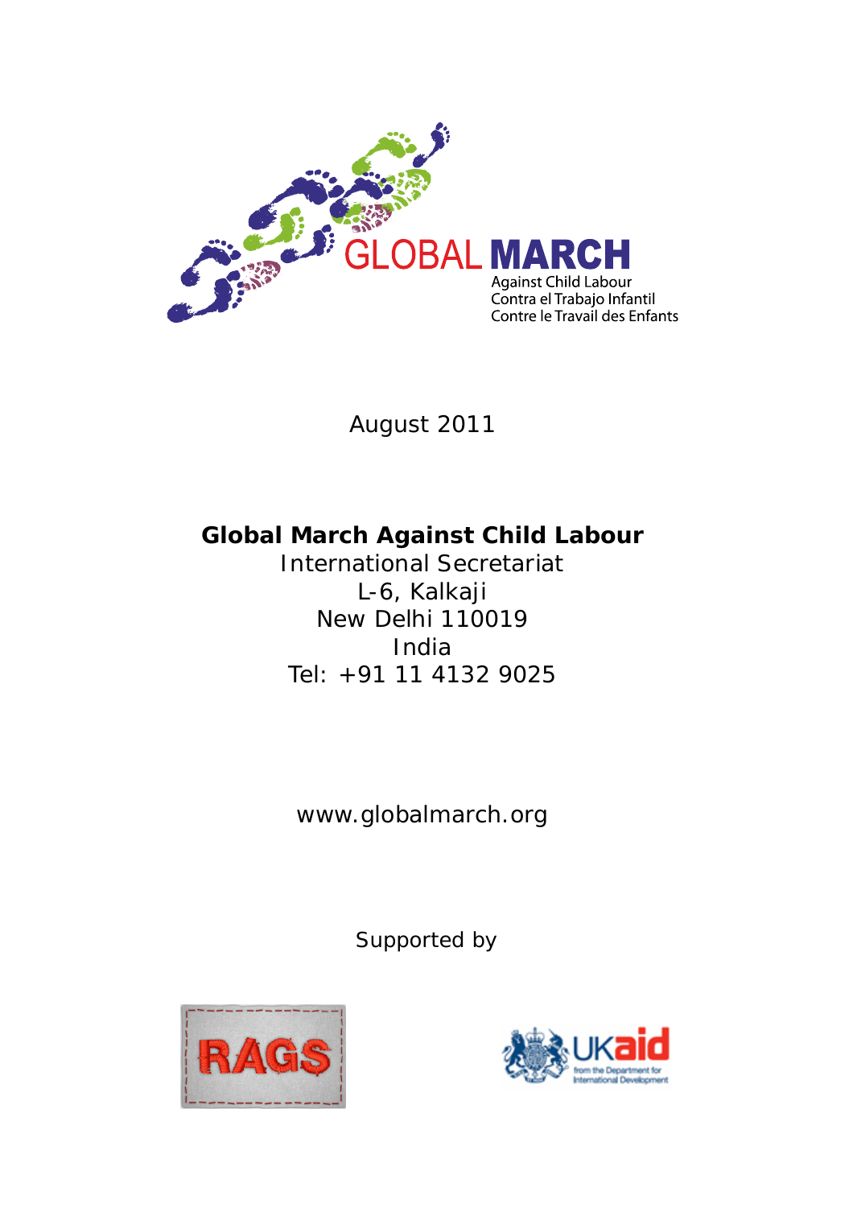GLOBAL MARCH

Against Child Labour
Contra el Trabajo Infantil
Contre le Travail des Enfants

August 2011

**Global March Against Child Labour**
International Secretariat
L-6, Kalkaji
New Delhi 110019
India
Tel: +91 11 4132 9025

www.globalmarch.org

Supported by

RAGS

UKaid
from the Department for International Development